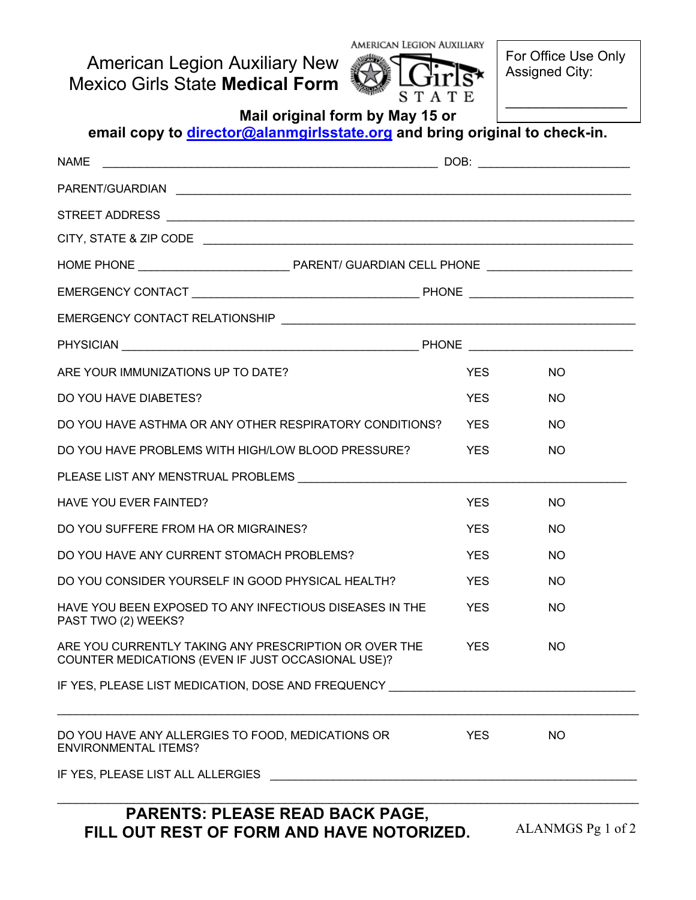# American Legion Auxiliary New Mexico Girls State **Medical Form**

AMERICAN LEGION AUXILIARY Girls STATE

For Office Use Only
Assigned City:

________________

**Mail original form by May 15 or email copy to director@alanmgirlsstate.org and bring original to check-in.**

NAME ______________________________________________ DOB: ____________________

PARENT/GUARDIAN ________________________________________________________________

STREET ADDRESS __________________________________________________________________

CITY, STATE & ZIP CODE ____________________________________________________________

HOME PHONE ____________________ PARENT/ GUARDIAN CELL PHONE ____________________

EMERGENCY CONTACT ________________________________ PHONE _____________________

EMERGENCY CONTACT RELATIONSHIP _____________________________________________________

PHYSICIAN ___________________________________________ PHONE _____________________

| | | |
|---|---|---|
| ARE YOUR IMMUNIZATIONS UP TO DATE? | YES | NO |
| DO YOU HAVE DIABETES? | YES | NO |
| DO YOU HAVE ASTHMA OR ANY OTHER RESPIRATORY CONDITIONS? | YES | NO |
| DO YOU HAVE PROBLEMS WITH HIGH/LOW BLOOD PRESSURE? | YES | NO |

PLEASE LIST ANY MENSTRUAL PROBLEMS _____________________________________________

| | | |
|---|---|---|
| HAVE YOU EVER FAINTED? | YES | NO |
| DO YOU SUFFERE FROM HA OR MIGRAINES? | YES | NO |
| DO YOU HAVE ANY CURRENT STOMACH PROBLEMS? | YES | NO |
| DO YOU CONSIDER YOURSELF IN GOOD PHYSICAL HEALTH? | YES | NO |
| HAVE YOU BEEN EXPOSED TO ANY INFECTIOUS DISEASES IN THE PAST TWO (2) WEEKS? | YES | NO |
| ARE YOU CURRENTLY TAKING ANY PRESCRIPTION OR OVER THE COUNTER MEDICATIONS (EVEN IF JUST OCCASIONAL USE)? | YES | NO |

IF YES, PLEASE LIST MEDICATION, DOSE AND FREQUENCY __________________________________

______________________________________________________________________________

| | | |
|---|---|---|
| DO YOU HAVE ANY ALLERGIES TO FOOD, MEDICATIONS OR ENVIRONMENTAL ITEMS? | YES | NO |

IF YES, PLEASE LIST ALL ALLERGIES ______________________________________________

______________________________________________________________________________

**PARENTS: PLEASE READ BACK PAGE, FILL OUT REST OF FORM AND HAVE NOTORIZED.**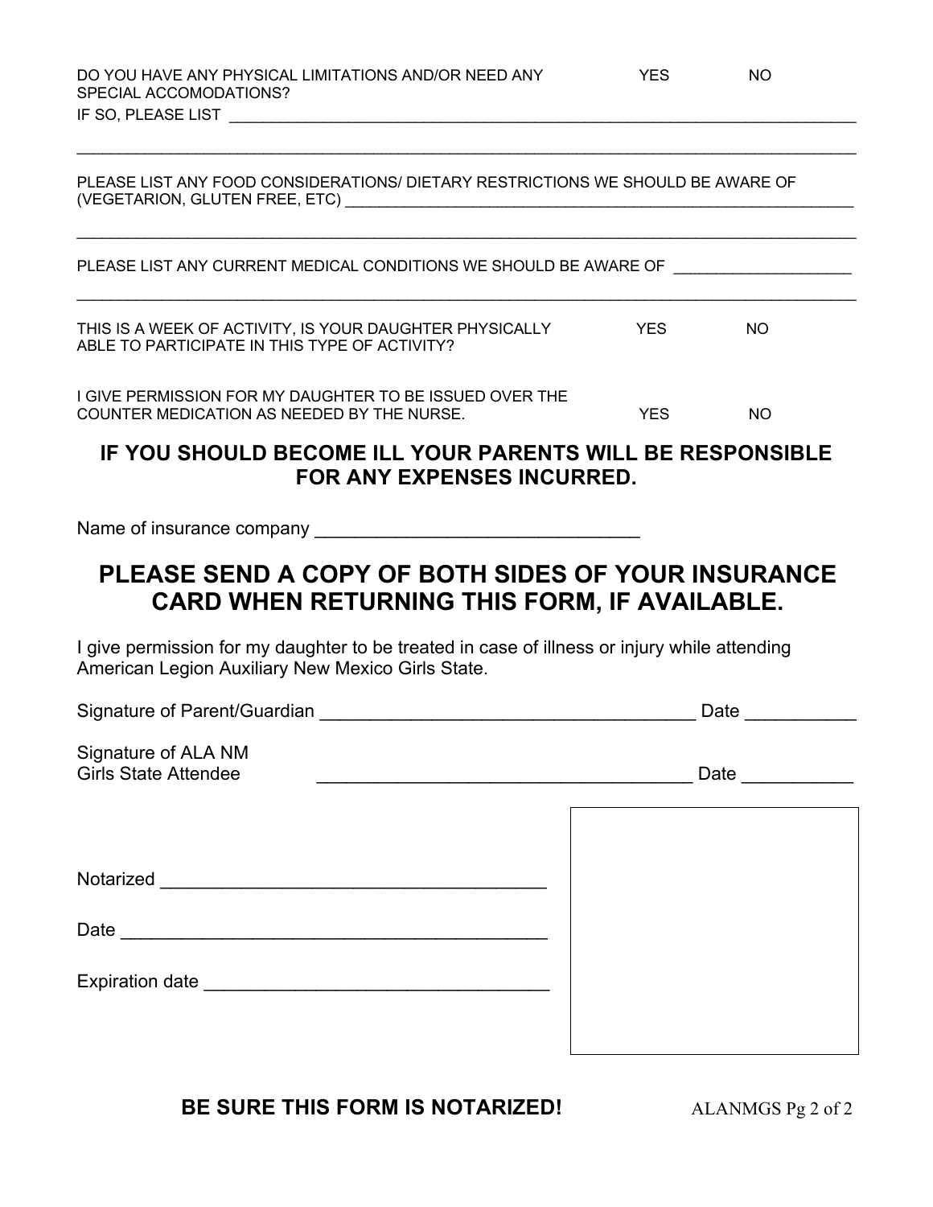DO YOU HAVE ANY PHYSICAL LIMITATIONS AND/OR NEED ANY SPECIAL ACCOMODATIONS? YES NO

IF SO, PLEASE LIST ______________________________________________________________________________

______________________________________________________________________________________________

PLEASE LIST ANY FOOD CONSIDERATIONS/ DIETARY RESTRICTIONS WE SHOULD BE AWARE OF (VEGETARION, GLUTEN FREE, ETC) ______________________________________________________________

______________________________________________________________________________________________

PLEASE LIST ANY CURRENT MEDICAL CONDITIONS WE SHOULD BE AWARE OF ____________________

______________________________________________________________________________________________

THIS IS A WEEK OF ACTIVITY, IS YOUR DAUGHTER PHYSICALLY ABLE TO PARTICIPATE IN THIS TYPE OF ACTIVITY? YES NO

I GIVE PERMISSION FOR MY DAUGHTER TO BE ISSUED OVER THE COUNTER MEDICATION AS NEEDED BY THE NURSE. YES NO

**IF YOU SHOULD BECOME ILL YOUR PARENTS WILL BE RESPONSIBLE FOR ANY EXPENSES INCURRED.**

Name of insurance company ________________________________

## PLEASE SEND A COPY OF BOTH SIDES OF YOUR INSURANCE CARD WHEN RETURNING THIS FORM, IF AVAILABLE.

I give permission for my daughter to be treated in case of illness or injury while attending American Legion Auxiliary New Mexico Girls State.

Signature of Parent/Guardian ____________________________________ Date ___________

Signature of ALA NM Girls State Attendee ____________________________________ Date ___________

Notarized _____________________________________

Date __________________________________________

Expiration date _________________________________

**BE SURE THIS FORM IS NOTARIZED!**